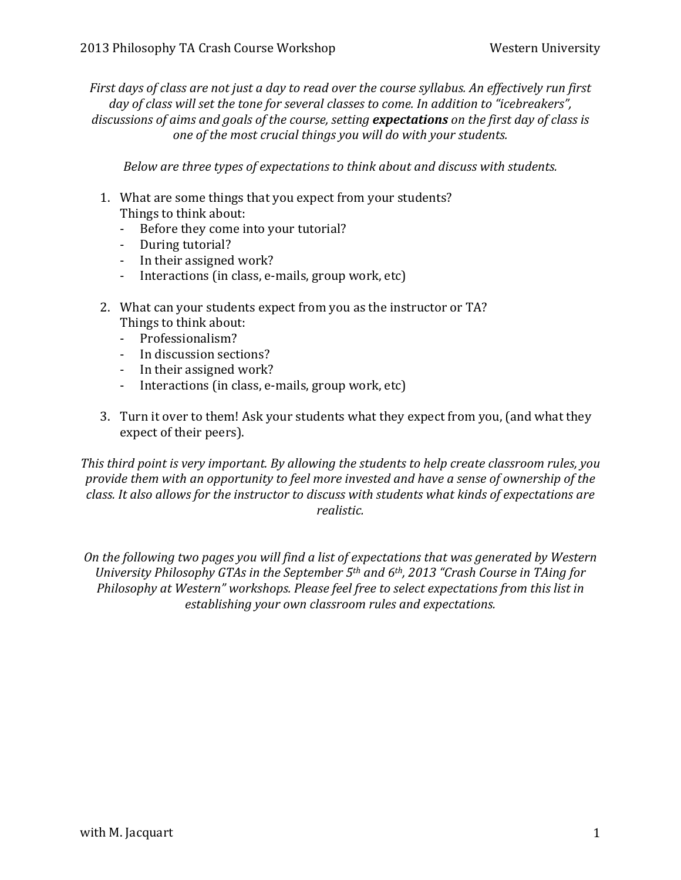*First days of class are not just a day to read over the course syllabus. An effectively run first day of class will set the tone for several classes to come. In addition to "icebreakers", discussions of aims and goals of the course, setting **expectations** on the first day of class is one of the most crucial things you will do with your students.*

*Below are three types of expectations to think about and discuss with students.*

1. What are some things that you expect from your students?
   Things to think about:
   - Before they come into your tutorial?
   - During tutorial?
   - In their assigned work?
   - Interactions (in class, e-mails, group work, etc)

2. What can your students expect from you as the instructor or TA?
   Things to think about:
   - Professionalism?
   - In discussion sections?
   - In their assigned work?
   - Interactions (in class, e-mails, group work, etc)

3. Turn it over to them! Ask your students what they expect from you, (and what they expect of their peers).

*This third point is very important. By allowing the students to help create classroom rules, you provide them with an opportunity to feel more invested and have a sense of ownership of the class. It also allows for the instructor to discuss with students what kinds of expectations are realistic.*

*On the following two pages you will find a list of expectations that was generated by Western University Philosophy GTAs in the September 5th and 6th, 2013 "Crash Course in TAing for Philosophy at Western" workshops. Please feel free to select expectations from this list in establishing your own classroom rules and expectations.*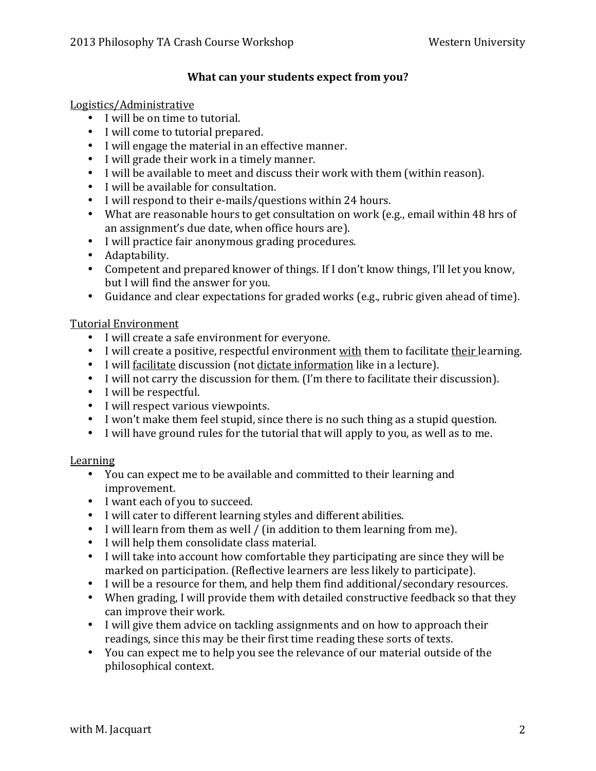## What can your students expect from you?

<u>Logistics/Administrative</u>

- I will be on time to tutorial.
- I will come to tutorial prepared.
- I will engage the material in an effective manner.
- I will grade their work in a timely manner.
- I will be available to meet and discuss their work with them (within reason).
- I will be available for consultation.
- I will respond to their e-mails/questions within 24 hours.
- What are reasonable hours to get consultation on work (e.g., email within 48 hrs of an assignment's due date, when office hours are).
- I will practice fair anonymous grading procedures.
- Adaptability.
- Competent and prepared knower of things. If I don't know things, I'll let you know, but I will find the answer for you.
- Guidance and clear expectations for graded works (e.g., rubric given ahead of time).

<u>Tutorial Environment</u>

- I will create a safe environment for everyone.
- I will create a positive, respectful environment <u>with</u> them to facilitate <u>their</u> learning.
- I will <u>facilitate</u> discussion (not <u>dictate information</u> like in a lecture).
- I will not carry the discussion for them. (I'm there to facilitate their discussion).
- I will be respectful.
- I will respect various viewpoints.
- I won't make them feel stupid, since there is no such thing as a stupid question.
- I will have ground rules for the tutorial that will apply to you, as well as to me.

<u>Learning</u>

- You can expect me to be available and committed to their learning and improvement.
- I want each of you to succeed.
- I will cater to different learning styles and different abilities.
- I will learn from them as well / (in addition to them learning from me).
- I will help them consolidate class material.
- I will take into account how comfortable they participating are since they will be marked on participation. (Reflective learners are less likely to participate).
- I will be a resource for them, and help them find additional/secondary resources.
- When grading, I will provide them with detailed constructive feedback so that they can improve their work.
- I will give them advice on tackling assignments and on how to approach their readings, since this may be their first time reading these sorts of texts.
- You can expect me to help you see the relevance of our material outside of the philosophical context.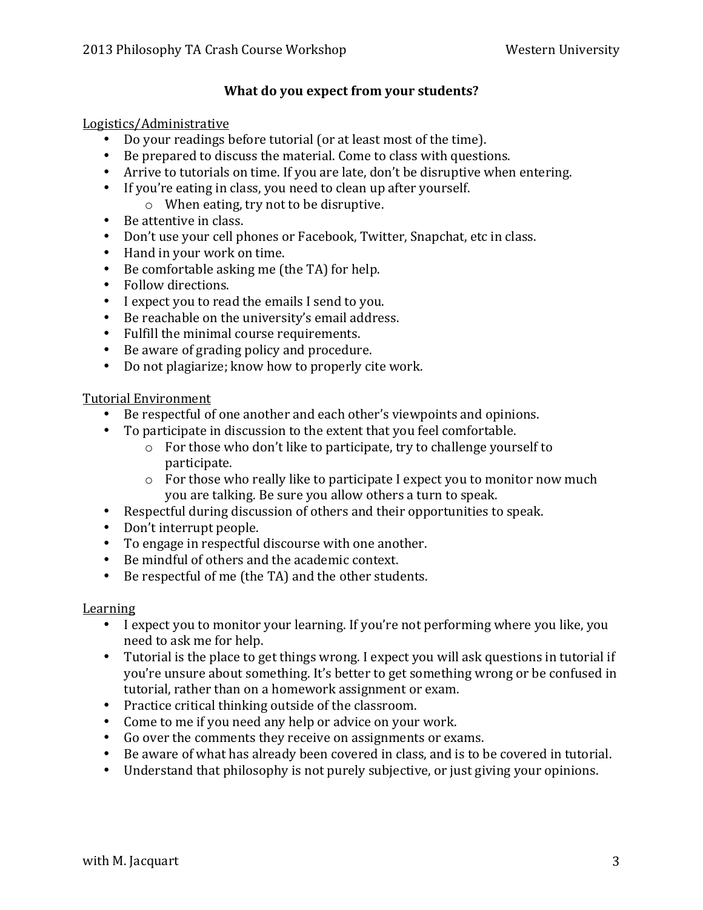## What do you expect from your students?

Logistics/Administrative

- Do your readings before tutorial (or at least most of the time).
- Be prepared to discuss the material. Come to class with questions.
- Arrive to tutorials on time. If you are late, don't be disruptive when entering.
- If you're eating in class, you need to clean up after yourself.
  - When eating, try not to be disruptive.
- Be attentive in class.
- Don't use your cell phones or Facebook, Twitter, Snapchat, etc in class.
- Hand in your work on time.
- Be comfortable asking me (the TA) for help.
- Follow directions.
- I expect you to read the emails I send to you.
- Be reachable on the university's email address.
- Fulfill the minimal course requirements.
- Be aware of grading policy and procedure.
- Do not plagiarize; know how to properly cite work.

Tutorial Environment

- Be respectful of one another and each other's viewpoints and opinions.
- To participate in discussion to the extent that you feel comfortable.
  - For those who don't like to participate, try to challenge yourself to participate.
  - For those who really like to participate I expect you to monitor now much you are talking. Be sure you allow others a turn to speak.
- Respectful during discussion of others and their opportunities to speak.
- Don't interrupt people.
- To engage in respectful discourse with one another.
- Be mindful of others and the academic context.
- Be respectful of me (the TA) and the other students.

Learning

- I expect you to monitor your learning. If you're not performing where you like, you need to ask me for help.
- Tutorial is the place to get things wrong. I expect you will ask questions in tutorial if you're unsure about something. It's better to get something wrong or be confused in tutorial, rather than on a homework assignment or exam.
- Practice critical thinking outside of the classroom.
- Come to me if you need any help or advice on your work.
- Go over the comments they receive on assignments or exams.
- Be aware of what has already been covered in class, and is to be covered in tutorial.
- Understand that philosophy is not purely subjective, or just giving your opinions.